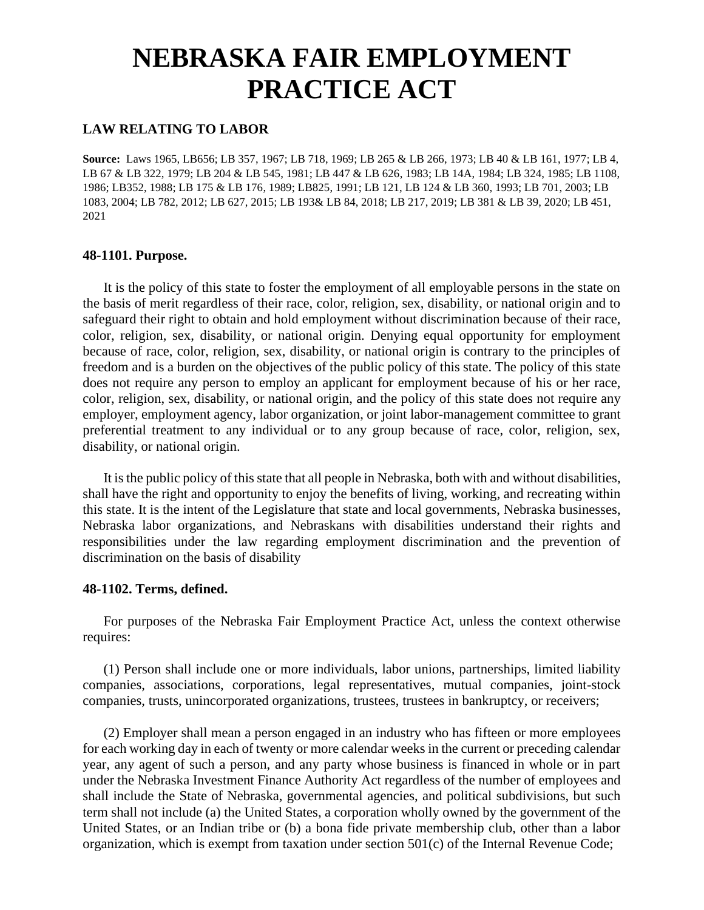# NEBRASKA FAIR EMPLOYMENT PRACTICE ACT

### LAW RELATING TO LABOR

**Source:** Laws 1965, LB656; LB 357, 1967; LB 718, 1969; LB 265 & LB 266, 1973; LB 40 & LB 161, 1977; LB 4, LB 67 & LB 322, 1979; LB 204 & LB 545, 1981; LB 447 & LB 626, 1983; LB 14A, 1984; LB 324, 1985; LB 1108, 1986; LB352, 1988; LB 175 & LB 176, 1989; LB825, 1991; LB 121, LB 124 & LB 360, 1993; LB 701, 2003; LB 1083, 2004; LB 782, 2012; LB 627, 2015; LB 193& LB 84, 2018; LB 217, 2019; LB 381 & LB 39, 2020; LB 451, 2021

### 48-1101. Purpose.

It is the policy of this state to foster the employment of all employable persons in the state on the basis of merit regardless of their race, color, religion, sex, disability, or national origin and to safeguard their right to obtain and hold employment without discrimination because of their race, color, religion, sex, disability, or national origin. Denying equal opportunity for employment because of race, color, religion, sex, disability, or national origin is contrary to the principles of freedom and is a burden on the objectives of the public policy of this state. The policy of this state does not require any person to employ an applicant for employment because of his or her race, color, religion, sex, disability, or national origin, and the policy of this state does not require any employer, employment agency, labor organization, or joint labor-management committee to grant preferential treatment to any individual or to any group because of race, color, religion, sex, disability, or national origin.

It is the public policy of this state that all people in Nebraska, both with and without disabilities, shall have the right and opportunity to enjoy the benefits of living, working, and recreating within this state. It is the intent of the Legislature that state and local governments, Nebraska businesses, Nebraska labor organizations, and Nebraskans with disabilities understand their rights and responsibilities under the law regarding employment discrimination and the prevention of discrimination on the basis of disability

### 48-1102. Terms, defined.

For purposes of the Nebraska Fair Employment Practice Act, unless the context otherwise requires:

(1) Person shall include one or more individuals, labor unions, partnerships, limited liability companies, associations, corporations, legal representatives, mutual companies, joint-stock companies, trusts, unincorporated organizations, trustees, trustees in bankruptcy, or receivers;

(2) Employer shall mean a person engaged in an industry who has fifteen or more employees for each working day in each of twenty or more calendar weeks in the current or preceding calendar year, any agent of such a person, and any party whose business is financed in whole or in part under the Nebraska Investment Finance Authority Act regardless of the number of employees and shall include the State of Nebraska, governmental agencies, and political subdivisions, but such term shall not include (a) the United States, a corporation wholly owned by the government of the United States, or an Indian tribe or (b) a bona fide private membership club, other than a labor organization, which is exempt from taxation under section 501(c) of the Internal Revenue Code;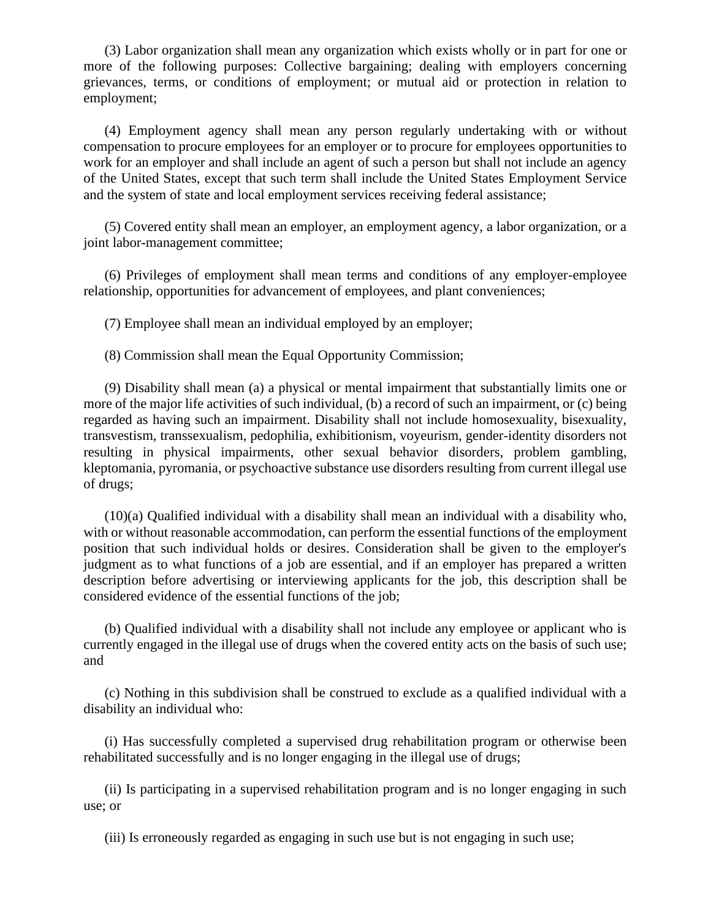(3) Labor organization shall mean any organization which exists wholly or in part for one or more of the following purposes: Collective bargaining; dealing with employers concerning grievances, terms, or conditions of employment; or mutual aid or protection in relation to employment;

(4) Employment agency shall mean any person regularly undertaking with or without compensation to procure employees for an employer or to procure for employees opportunities to work for an employer and shall include an agent of such a person but shall not include an agency of the United States, except that such term shall include the United States Employment Service and the system of state and local employment services receiving federal assistance;

(5) Covered entity shall mean an employer, an employment agency, a labor organization, or a joint labor-management committee;

(6) Privileges of employment shall mean terms and conditions of any employer-employee relationship, opportunities for advancement of employees, and plant conveniences;

(7) Employee shall mean an individual employed by an employer;

(8) Commission shall mean the Equal Opportunity Commission;

(9) Disability shall mean (a) a physical or mental impairment that substantially limits one or more of the major life activities of such individual, (b) a record of such an impairment, or (c) being regarded as having such an impairment. Disability shall not include homosexuality, bisexuality, transvestism, transsexualism, pedophilia, exhibitionism, voyeurism, gender-identity disorders not resulting in physical impairments, other sexual behavior disorders, problem gambling, kleptomania, pyromania, or psychoactive substance use disorders resulting from current illegal use of drugs;

(10)(a) Qualified individual with a disability shall mean an individual with a disability who, with or without reasonable accommodation, can perform the essential functions of the employment position that such individual holds or desires. Consideration shall be given to the employer's judgment as to what functions of a job are essential, and if an employer has prepared a written description before advertising or interviewing applicants for the job, this description shall be considered evidence of the essential functions of the job;

(b) Qualified individual with a disability shall not include any employee or applicant who is currently engaged in the illegal use of drugs when the covered entity acts on the basis of such use; and

(c) Nothing in this subdivision shall be construed to exclude as a qualified individual with a disability an individual who:

(i) Has successfully completed a supervised drug rehabilitation program or otherwise been rehabilitated successfully and is no longer engaging in the illegal use of drugs;

(ii) Is participating in a supervised rehabilitation program and is no longer engaging in such use; or

(iii) Is erroneously regarded as engaging in such use but is not engaging in such use;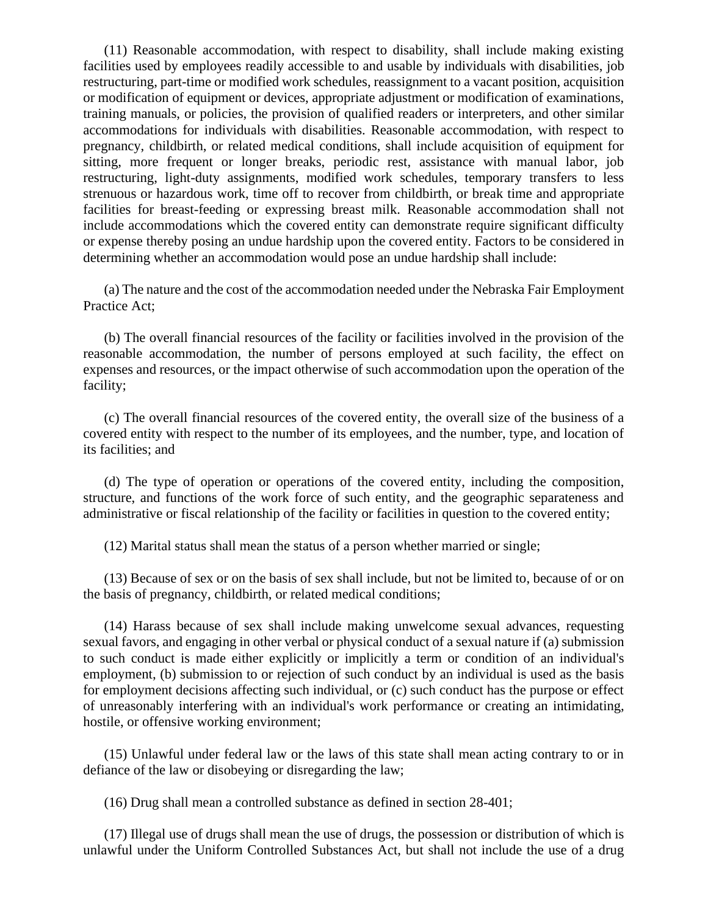(11) Reasonable accommodation, with respect to disability, shall include making existing facilities used by employees readily accessible to and usable by individuals with disabilities, job restructuring, part-time or modified work schedules, reassignment to a vacant position, acquisition or modification of equipment or devices, appropriate adjustment or modification of examinations, training manuals, or policies, the provision of qualified readers or interpreters, and other similar accommodations for individuals with disabilities. Reasonable accommodation, with respect to pregnancy, childbirth, or related medical conditions, shall include acquisition of equipment for sitting, more frequent or longer breaks, periodic rest, assistance with manual labor, job restructuring, light-duty assignments, modified work schedules, temporary transfers to less strenuous or hazardous work, time off to recover from childbirth, or break time and appropriate facilities for breast-feeding or expressing breast milk. Reasonable accommodation shall not include accommodations which the covered entity can demonstrate require significant difficulty or expense thereby posing an undue hardship upon the covered entity. Factors to be considered in determining whether an accommodation would pose an undue hardship shall include:

(a) The nature and the cost of the accommodation needed under the Nebraska Fair Employment Practice Act;

(b) The overall financial resources of the facility or facilities involved in the provision of the reasonable accommodation, the number of persons employed at such facility, the effect on expenses and resources, or the impact otherwise of such accommodation upon the operation of the facility;

(c) The overall financial resources of the covered entity, the overall size of the business of a covered entity with respect to the number of its employees, and the number, type, and location of its facilities; and

(d) The type of operation or operations of the covered entity, including the composition, structure, and functions of the work force of such entity, and the geographic separateness and administrative or fiscal relationship of the facility or facilities in question to the covered entity;

(12) Marital status shall mean the status of a person whether married or single;

(13) Because of sex or on the basis of sex shall include, but not be limited to, because of or on the basis of pregnancy, childbirth, or related medical conditions;

(14) Harass because of sex shall include making unwelcome sexual advances, requesting sexual favors, and engaging in other verbal or physical conduct of a sexual nature if (a) submission to such conduct is made either explicitly or implicitly a term or condition of an individual's employment, (b) submission to or rejection of such conduct by an individual is used as the basis for employment decisions affecting such individual, or (c) such conduct has the purpose or effect of unreasonably interfering with an individual's work performance or creating an intimidating, hostile, or offensive working environment;

(15) Unlawful under federal law or the laws of this state shall mean acting contrary to or in defiance of the law or disobeying or disregarding the law;

(16) Drug shall mean a controlled substance as defined in section 28-401;

(17) Illegal use of drugs shall mean the use of drugs, the possession or distribution of which is unlawful under the Uniform Controlled Substances Act, but shall not include the use of a drug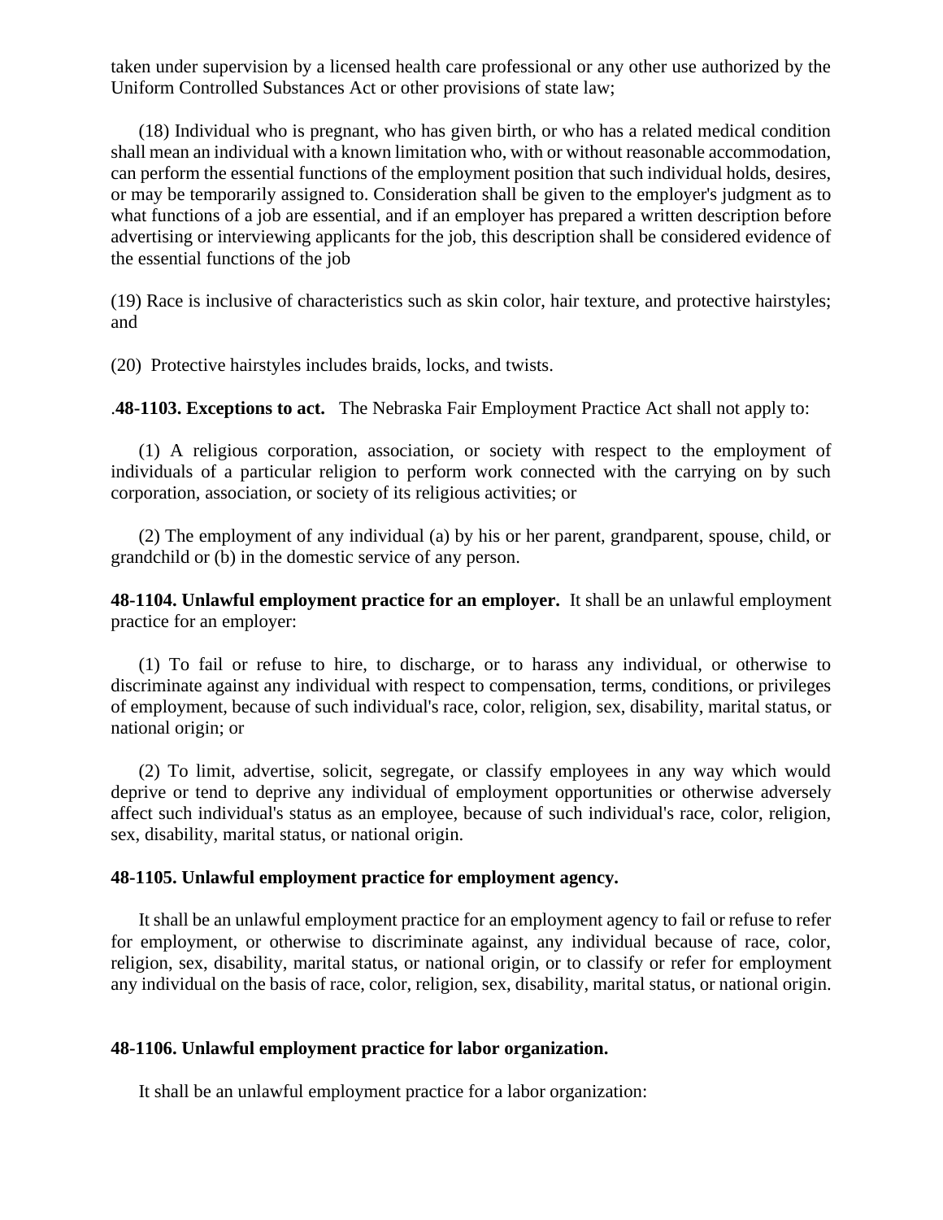taken under supervision by a licensed health care professional or any other use authorized by the Uniform Controlled Substances Act or other provisions of state law;

(18) Individual who is pregnant, who has given birth, or who has a related medical condition shall mean an individual with a known limitation who, with or without reasonable accommodation, can perform the essential functions of the employment position that such individual holds, desires, or may be temporarily assigned to. Consideration shall be given to the employer's judgment as to what functions of a job are essential, and if an employer has prepared a written description before advertising or interviewing applicants for the job, this description shall be considered evidence of the essential functions of the job

(19) Race is inclusive of characteristics such as skin color, hair texture, and protective hairstyles; and

(20) Protective hairstyles includes braids, locks, and twists.

.**48-1103. Exceptions to act.** The Nebraska Fair Employment Practice Act shall not apply to:

(1) A religious corporation, association, or society with respect to the employment of individuals of a particular religion to perform work connected with the carrying on by such corporation, association, or society of its religious activities; or

(2) The employment of any individual (a) by his or her parent, grandparent, spouse, child, or grandchild or (b) in the domestic service of any person.

**48-1104. Unlawful employment practice for an employer.** It shall be an unlawful employment practice for an employer:

(1) To fail or refuse to hire, to discharge, or to harass any individual, or otherwise to discriminate against any individual with respect to compensation, terms, conditions, or privileges of employment, because of such individual's race, color, religion, sex, disability, marital status, or national origin; or

(2) To limit, advertise, solicit, segregate, or classify employees in any way which would deprive or tend to deprive any individual of employment opportunities or otherwise adversely affect such individual's status as an employee, because of such individual's race, color, religion, sex, disability, marital status, or national origin.

**48-1105. Unlawful employment practice for employment agency.**

It shall be an unlawful employment practice for an employment agency to fail or refuse to refer for employment, or otherwise to discriminate against, any individual because of race, color, religion, sex, disability, marital status, or national origin, or to classify or refer for employment any individual on the basis of race, color, religion, sex, disability, marital status, or national origin.

**48-1106. Unlawful employment practice for labor organization.**

It shall be an unlawful employment practice for a labor organization: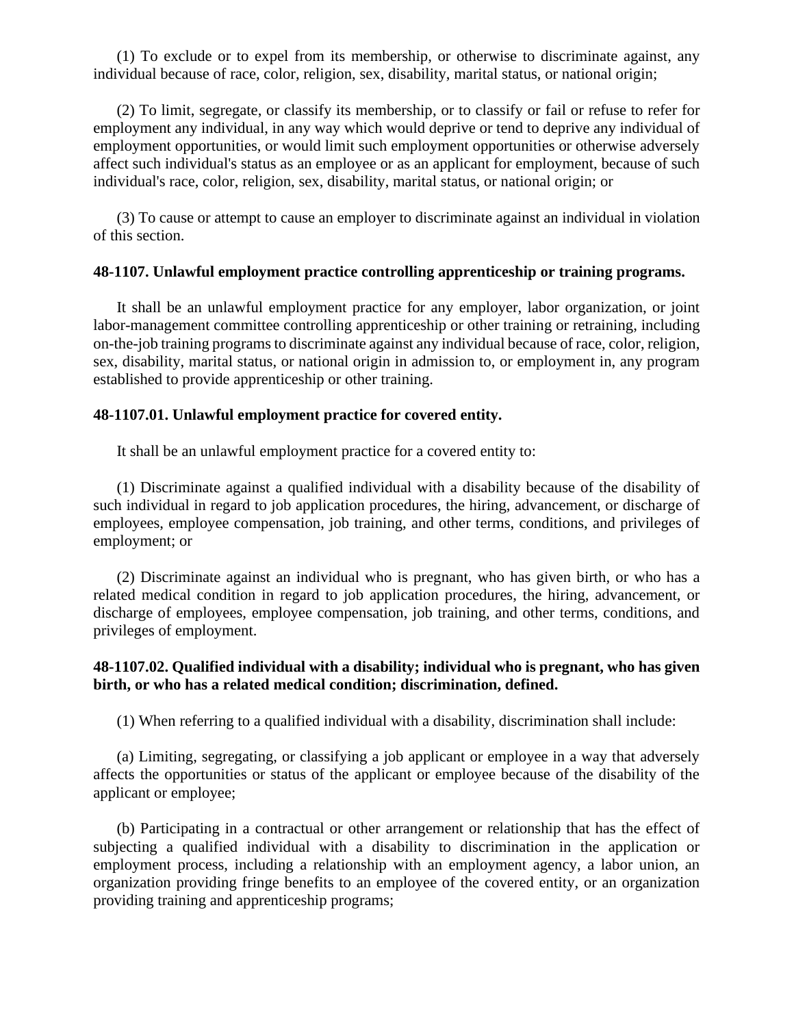(1) To exclude or to expel from its membership, or otherwise to discriminate against, any individual because of race, color, religion, sex, disability, marital status, or national origin;

(2) To limit, segregate, or classify its membership, or to classify or fail or refuse to refer for employment any individual, in any way which would deprive or tend to deprive any individual of employment opportunities, or would limit such employment opportunities or otherwise adversely affect such individual's status as an employee or as an applicant for employment, because of such individual's race, color, religion, sex, disability, marital status, or national origin; or

(3) To cause or attempt to cause an employer to discriminate against an individual in violation of this section.

**48-1107. Unlawful employment practice controlling apprenticeship or training programs.**

It shall be an unlawful employment practice for any employer, labor organization, or joint labor-management committee controlling apprenticeship or other training or retraining, including on-the-job training programs to discriminate against any individual because of race, color, religion, sex, disability, marital status, or national origin in admission to, or employment in, any program established to provide apprenticeship or other training.

**48-1107.01. Unlawful employment practice for covered entity.**

It shall be an unlawful employment practice for a covered entity to:

(1) Discriminate against a qualified individual with a disability because of the disability of such individual in regard to job application procedures, the hiring, advancement, or discharge of employees, employee compensation, job training, and other terms, conditions, and privileges of employment; or

(2) Discriminate against an individual who is pregnant, who has given birth, or who has a related medical condition in regard to job application procedures, the hiring, advancement, or discharge of employees, employee compensation, job training, and other terms, conditions, and privileges of employment.

**48-1107.02. Qualified individual with a disability; individual who is pregnant, who has given birth, or who has a related medical condition; discrimination, defined.**

(1) When referring to a qualified individual with a disability, discrimination shall include:

(a) Limiting, segregating, or classifying a job applicant or employee in a way that adversely affects the opportunities or status of the applicant or employee because of the disability of the applicant or employee;

(b) Participating in a contractual or other arrangement or relationship that has the effect of subjecting a qualified individual with a disability to discrimination in the application or employment process, including a relationship with an employment agency, a labor union, an organization providing fringe benefits to an employee of the covered entity, or an organization providing training and apprenticeship programs;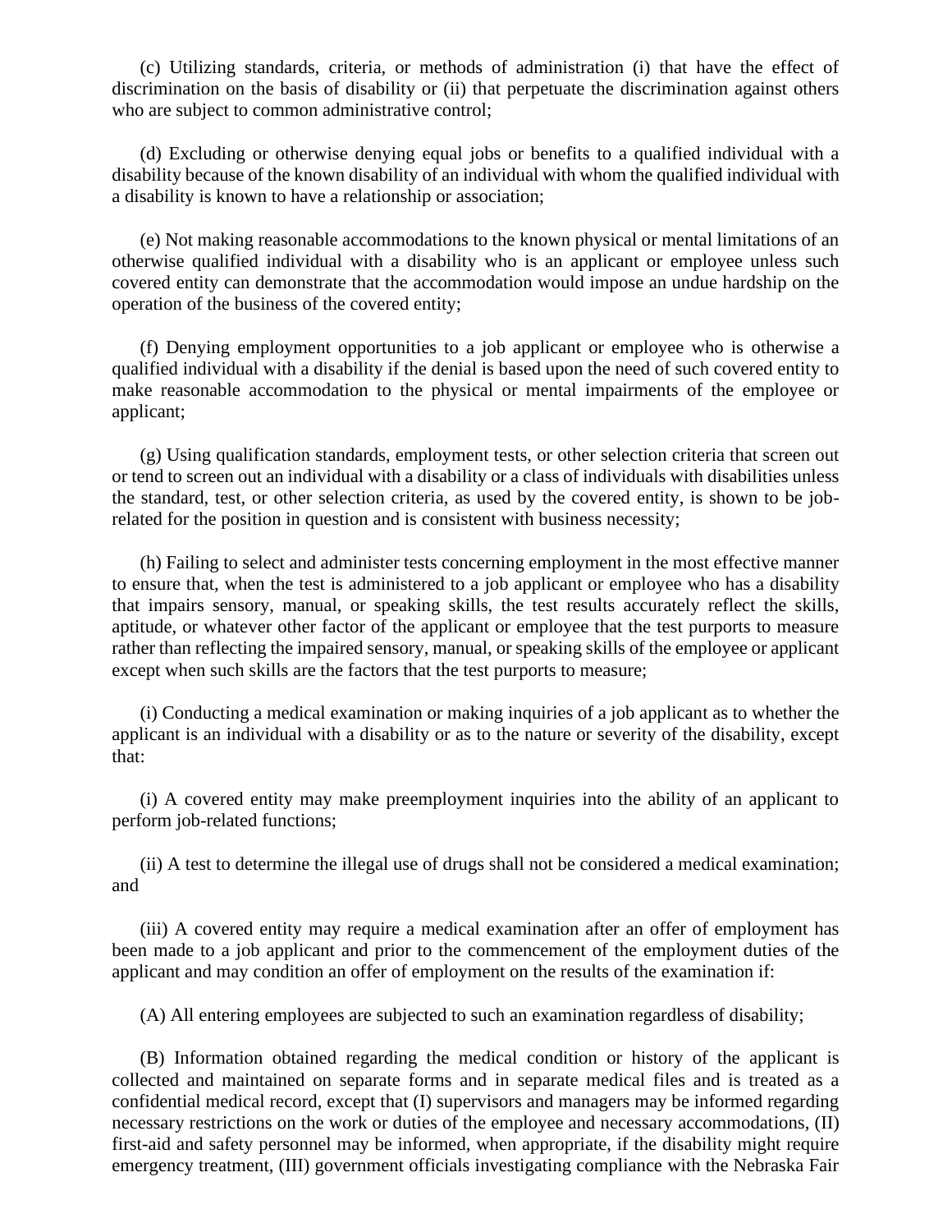(c) Utilizing standards, criteria, or methods of administration (i) that have the effect of discrimination on the basis of disability or (ii) that perpetuate the discrimination against others who are subject to common administrative control;

(d) Excluding or otherwise denying equal jobs or benefits to a qualified individual with a disability because of the known disability of an individual with whom the qualified individual with a disability is known to have a relationship or association;

(e) Not making reasonable accommodations to the known physical or mental limitations of an otherwise qualified individual with a disability who is an applicant or employee unless such covered entity can demonstrate that the accommodation would impose an undue hardship on the operation of the business of the covered entity;

(f) Denying employment opportunities to a job applicant or employee who is otherwise a qualified individual with a disability if the denial is based upon the need of such covered entity to make reasonable accommodation to the physical or mental impairments of the employee or applicant;

(g) Using qualification standards, employment tests, or other selection criteria that screen out or tend to screen out an individual with a disability or a class of individuals with disabilities unless the standard, test, or other selection criteria, as used by the covered entity, is shown to be job-related for the position in question and is consistent with business necessity;

(h) Failing to select and administer tests concerning employment in the most effective manner to ensure that, when the test is administered to a job applicant or employee who has a disability that impairs sensory, manual, or speaking skills, the test results accurately reflect the skills, aptitude, or whatever other factor of the applicant or employee that the test purports to measure rather than reflecting the impaired sensory, manual, or speaking skills of the employee or applicant except when such skills are the factors that the test purports to measure;

(i) Conducting a medical examination or making inquiries of a job applicant as to whether the applicant is an individual with a disability or as to the nature or severity of the disability, except that:

(i) A covered entity may make preemployment inquiries into the ability of an applicant to perform job-related functions;

(ii) A test to determine the illegal use of drugs shall not be considered a medical examination; and

(iii) A covered entity may require a medical examination after an offer of employment has been made to a job applicant and prior to the commencement of the employment duties of the applicant and may condition an offer of employment on the results of the examination if:

(A) All entering employees are subjected to such an examination regardless of disability;

(B) Information obtained regarding the medical condition or history of the applicant is collected and maintained on separate forms and in separate medical files and is treated as a confidential medical record, except that (I) supervisors and managers may be informed regarding necessary restrictions on the work or duties of the employee and necessary accommodations, (II) first-aid and safety personnel may be informed, when appropriate, if the disability might require emergency treatment, (III) government officials investigating compliance with the Nebraska Fair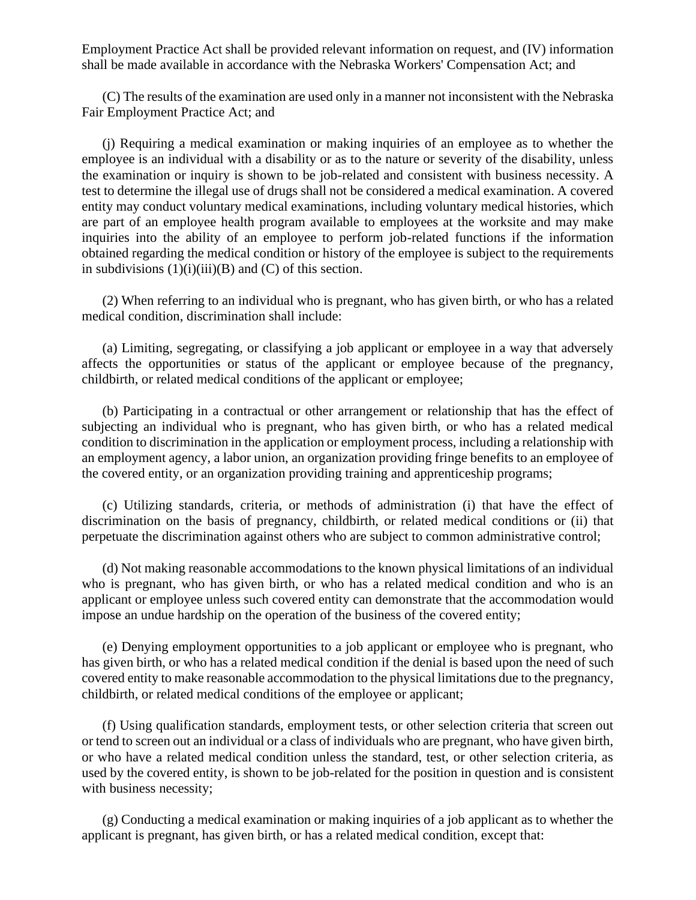Employment Practice Act shall be provided relevant information on request, and (IV) information shall be made available in accordance with the Nebraska Workers' Compensation Act; and

(C) The results of the examination are used only in a manner not inconsistent with the Nebraska Fair Employment Practice Act; and

(j) Requiring a medical examination or making inquiries of an employee as to whether the employee is an individual with a disability or as to the nature or severity of the disability, unless the examination or inquiry is shown to be job-related and consistent with business necessity. A test to determine the illegal use of drugs shall not be considered a medical examination. A covered entity may conduct voluntary medical examinations, including voluntary medical histories, which are part of an employee health program available to employees at the worksite and may make inquiries into the ability of an employee to perform job-related functions if the information obtained regarding the medical condition or history of the employee is subject to the requirements in subdivisions (1)(i)(iii)(B) and (C) of this section.

(2) When referring to an individual who is pregnant, who has given birth, or who has a related medical condition, discrimination shall include:

(a) Limiting, segregating, or classifying a job applicant or employee in a way that adversely affects the opportunities or status of the applicant or employee because of the pregnancy, childbirth, or related medical conditions of the applicant or employee;

(b) Participating in a contractual or other arrangement or relationship that has the effect of subjecting an individual who is pregnant, who has given birth, or who has a related medical condition to discrimination in the application or employment process, including a relationship with an employment agency, a labor union, an organization providing fringe benefits to an employee of the covered entity, or an organization providing training and apprenticeship programs;

(c) Utilizing standards, criteria, or methods of administration (i) that have the effect of discrimination on the basis of pregnancy, childbirth, or related medical conditions or (ii) that perpetuate the discrimination against others who are subject to common administrative control;

(d) Not making reasonable accommodations to the known physical limitations of an individual who is pregnant, who has given birth, or who has a related medical condition and who is an applicant or employee unless such covered entity can demonstrate that the accommodation would impose an undue hardship on the operation of the business of the covered entity;

(e) Denying employment opportunities to a job applicant or employee who is pregnant, who has given birth, or who has a related medical condition if the denial is based upon the need of such covered entity to make reasonable accommodation to the physical limitations due to the pregnancy, childbirth, or related medical conditions of the employee or applicant;

(f) Using qualification standards, employment tests, or other selection criteria that screen out or tend to screen out an individual or a class of individuals who are pregnant, who have given birth, or who have a related medical condition unless the standard, test, or other selection criteria, as used by the covered entity, is shown to be job-related for the position in question and is consistent with business necessity;

(g) Conducting a medical examination or making inquiries of a job applicant as to whether the applicant is pregnant, has given birth, or has a related medical condition, except that: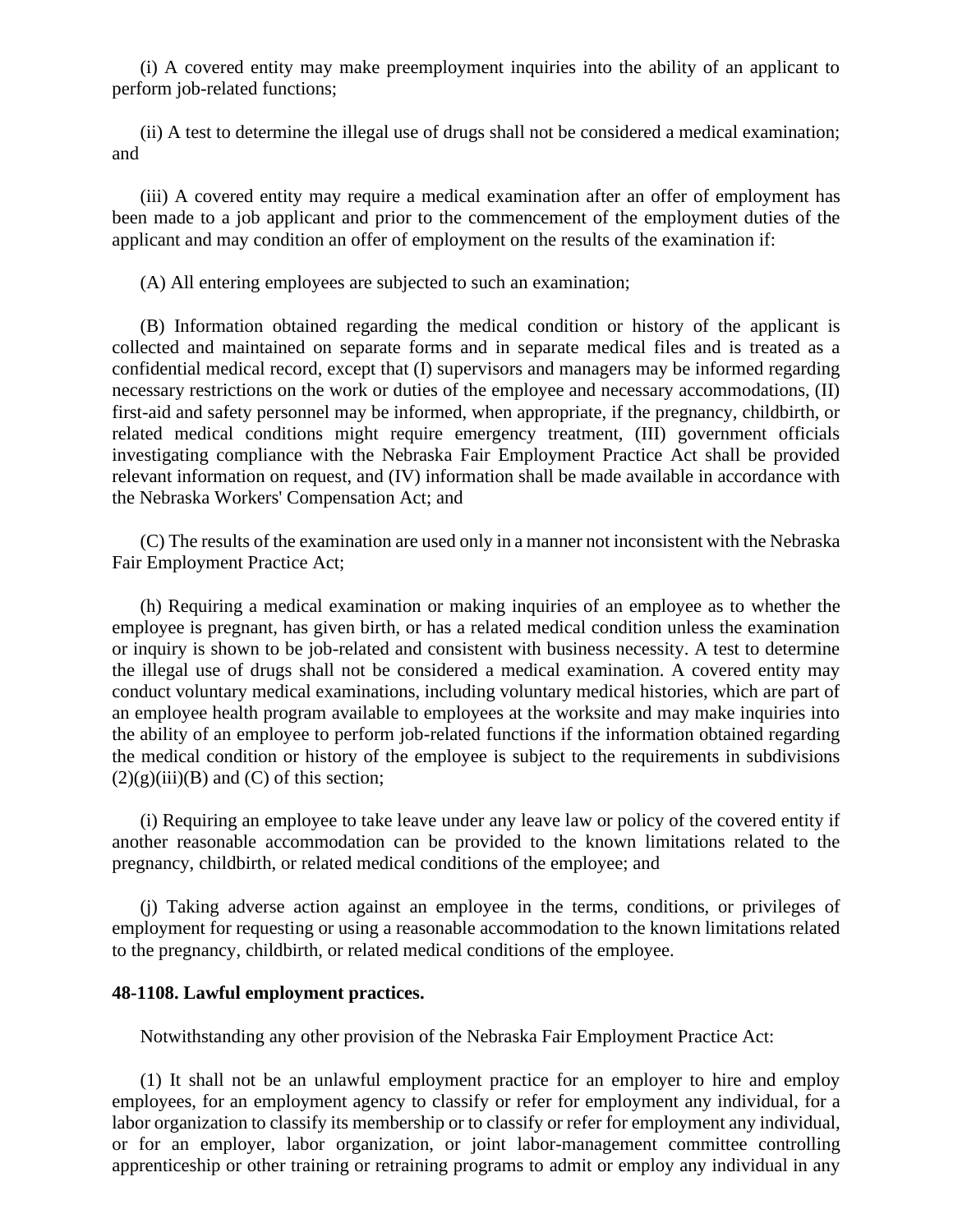(i) A covered entity may make preemployment inquiries into the ability of an applicant to perform job-related functions;

(ii) A test to determine the illegal use of drugs shall not be considered a medical examination; and

(iii) A covered entity may require a medical examination after an offer of employment has been made to a job applicant and prior to the commencement of the employment duties of the applicant and may condition an offer of employment on the results of the examination if:

(A) All entering employees are subjected to such an examination;

(B) Information obtained regarding the medical condition or history of the applicant is collected and maintained on separate forms and in separate medical files and is treated as a confidential medical record, except that (I) supervisors and managers may be informed regarding necessary restrictions on the work or duties of the employee and necessary accommodations, (II) first-aid and safety personnel may be informed, when appropriate, if the pregnancy, childbirth, or related medical conditions might require emergency treatment, (III) government officials investigating compliance with the Nebraska Fair Employment Practice Act shall be provided relevant information on request, and (IV) information shall be made available in accordance with the Nebraska Workers' Compensation Act; and

(C) The results of the examination are used only in a manner not inconsistent with the Nebraska Fair Employment Practice Act;

(h) Requiring a medical examination or making inquiries of an employee as to whether the employee is pregnant, has given birth, or has a related medical condition unless the examination or inquiry is shown to be job-related and consistent with business necessity. A test to determine the illegal use of drugs shall not be considered a medical examination. A covered entity may conduct voluntary medical examinations, including voluntary medical histories, which are part of an employee health program available to employees at the worksite and may make inquiries into the ability of an employee to perform job-related functions if the information obtained regarding the medical condition or history of the employee is subject to the requirements in subdivisions (2)(g)(iii)(B) and (C) of this section;

(i) Requiring an employee to take leave under any leave law or policy of the covered entity if another reasonable accommodation can be provided to the known limitations related to the pregnancy, childbirth, or related medical conditions of the employee; and

(j) Taking adverse action against an employee in the terms, conditions, or privileges of employment for requesting or using a reasonable accommodation to the known limitations related to the pregnancy, childbirth, or related medical conditions of the employee.

**48-1108. Lawful employment practices.**

Notwithstanding any other provision of the Nebraska Fair Employment Practice Act:

(1) It shall not be an unlawful employment practice for an employer to hire and employ employees, for an employment agency to classify or refer for employment any individual, for a labor organization to classify its membership or to classify or refer for employment any individual, or for an employer, labor organization, or joint labor-management committee controlling apprenticeship or other training or retraining programs to admit or employ any individual in any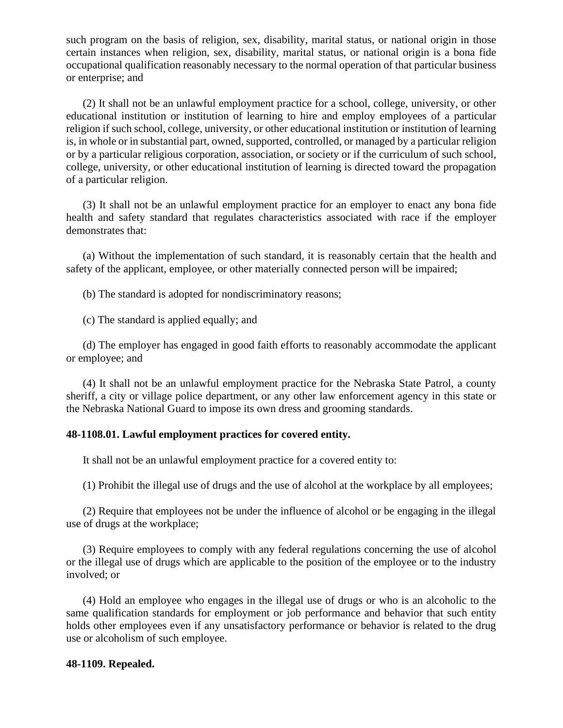such program on the basis of religion, sex, disability, marital status, or national origin in those certain instances when religion, sex, disability, marital status, or national origin is a bona fide occupational qualification reasonably necessary to the normal operation of that particular business or enterprise; and

(2) It shall not be an unlawful employment practice for a school, college, university, or other educational institution or institution of learning to hire and employ employees of a particular religion if such school, college, university, or other educational institution or institution of learning is, in whole or in substantial part, owned, supported, controlled, or managed by a particular religion or by a particular religious corporation, association, or society or if the curriculum of such school, college, university, or other educational institution of learning is directed toward the propagation of a particular religion.

(3) It shall not be an unlawful employment practice for an employer to enact any bona fide health and safety standard that regulates characteristics associated with race if the employer demonstrates that:

(a) Without the implementation of such standard, it is reasonably certain that the health and safety of the applicant, employee, or other materially connected person will be impaired;

(b) The standard is adopted for nondiscriminatory reasons;

(c) The standard is applied equally; and

(d) The employer has engaged in good faith efforts to reasonably accommodate the applicant or employee; and

(4) It shall not be an unlawful employment practice for the Nebraska State Patrol, a county sheriff, a city or village police department, or any other law enforcement agency in this state or the Nebraska National Guard to impose its own dress and grooming standards.

**48-1108.01. Lawful employment practices for covered entity.**

It shall not be an unlawful employment practice for a covered entity to:

(1) Prohibit the illegal use of drugs and the use of alcohol at the workplace by all employees;

(2) Require that employees not be under the influence of alcohol or be engaging in the illegal use of drugs at the workplace;

(3) Require employees to comply with any federal regulations concerning the use of alcohol or the illegal use of drugs which are applicable to the position of the employee or to the industry involved; or

(4) Hold an employee who engages in the illegal use of drugs or who is an alcoholic to the same qualification standards for employment or job performance and behavior that such entity holds other employees even if any unsatisfactory performance or behavior is related to the drug use or alcoholism of such employee.

**48-1109. Repealed.**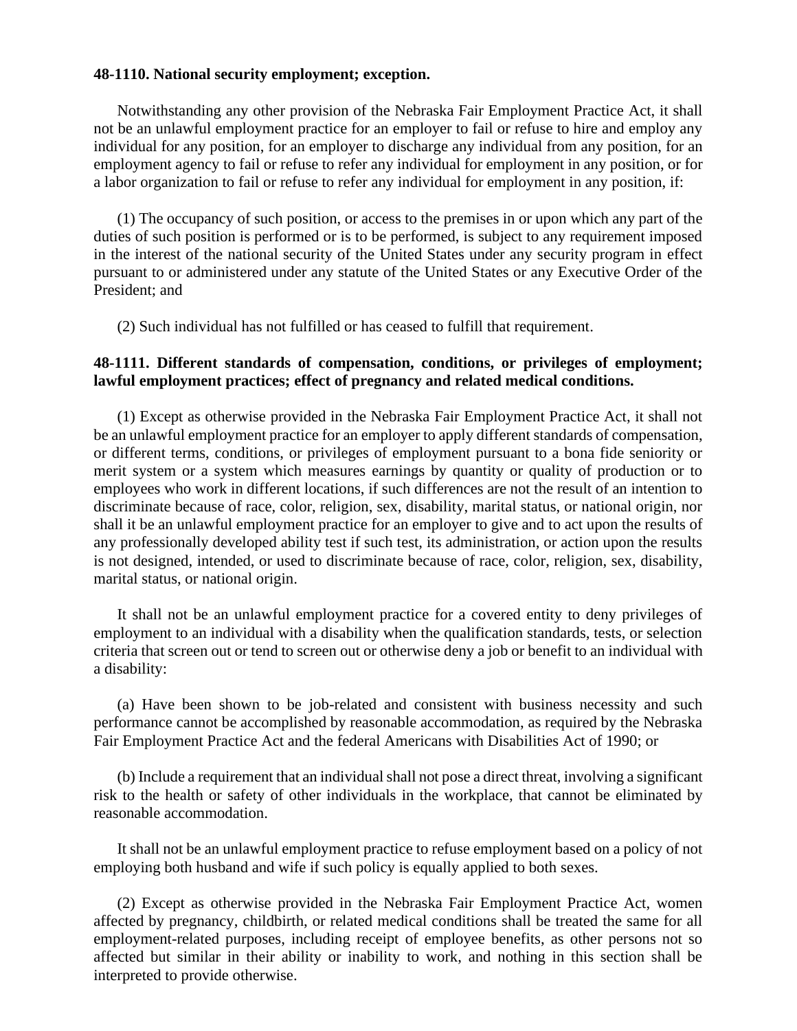**48-1110. National security employment; exception.**

Notwithstanding any other provision of the Nebraska Fair Employment Practice Act, it shall not be an unlawful employment practice for an employer to fail or refuse to hire and employ any individual for any position, for an employer to discharge any individual from any position, for an employment agency to fail or refuse to refer any individual for employment in any position, or for a labor organization to fail or refuse to refer any individual for employment in any position, if:

(1) The occupancy of such position, or access to the premises in or upon which any part of the duties of such position is performed or is to be performed, is subject to any requirement imposed in the interest of the national security of the United States under any security program in effect pursuant to or administered under any statute of the United States or any Executive Order of the President; and

(2) Such individual has not fulfilled or has ceased to fulfill that requirement.

**48-1111. Different standards of compensation, conditions, or privileges of employment; lawful employment practices; effect of pregnancy and related medical conditions.**

(1) Except as otherwise provided in the Nebraska Fair Employment Practice Act, it shall not be an unlawful employment practice for an employer to apply different standards of compensation, or different terms, conditions, or privileges of employment pursuant to a bona fide seniority or merit system or a system which measures earnings by quantity or quality of production or to employees who work in different locations, if such differences are not the result of an intention to discriminate because of race, color, religion, sex, disability, marital status, or national origin, nor shall it be an unlawful employment practice for an employer to give and to act upon the results of any professionally developed ability test if such test, its administration, or action upon the results is not designed, intended, or used to discriminate because of race, color, religion, sex, disability, marital status, or national origin.

It shall not be an unlawful employment practice for a covered entity to deny privileges of employment to an individual with a disability when the qualification standards, tests, or selection criteria that screen out or tend to screen out or otherwise deny a job or benefit to an individual with a disability:

(a) Have been shown to be job-related and consistent with business necessity and such performance cannot be accomplished by reasonable accommodation, as required by the Nebraska Fair Employment Practice Act and the federal Americans with Disabilities Act of 1990; or

(b) Include a requirement that an individual shall not pose a direct threat, involving a significant risk to the health or safety of other individuals in the workplace, that cannot be eliminated by reasonable accommodation.

It shall not be an unlawful employment practice to refuse employment based on a policy of not employing both husband and wife if such policy is equally applied to both sexes.

(2) Except as otherwise provided in the Nebraska Fair Employment Practice Act, women affected by pregnancy, childbirth, or related medical conditions shall be treated the same for all employment-related purposes, including receipt of employee benefits, as other persons not so affected but similar in their ability or inability to work, and nothing in this section shall be interpreted to provide otherwise.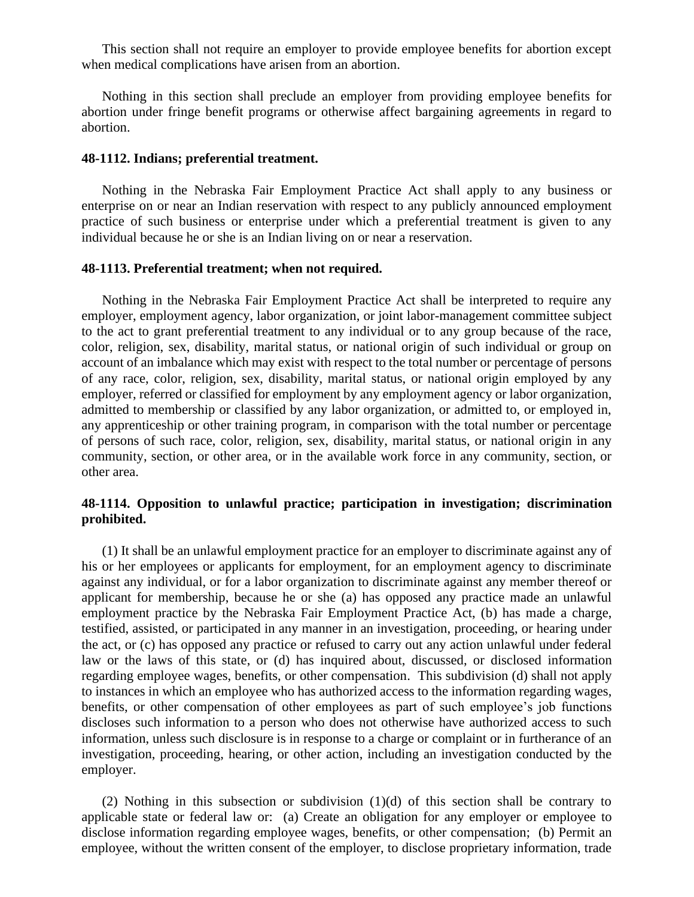This section shall not require an employer to provide employee benefits for abortion except when medical complications have arisen from an abortion.

Nothing in this section shall preclude an employer from providing employee benefits for abortion under fringe benefit programs or otherwise affect bargaining agreements in regard to abortion.

**48-1112. Indians; preferential treatment.**

Nothing in the Nebraska Fair Employment Practice Act shall apply to any business or enterprise on or near an Indian reservation with respect to any publicly announced employment practice of such business or enterprise under which a preferential treatment is given to any individual because he or she is an Indian living on or near a reservation.

**48-1113. Preferential treatment; when not required.**

Nothing in the Nebraska Fair Employment Practice Act shall be interpreted to require any employer, employment agency, labor organization, or joint labor-management committee subject to the act to grant preferential treatment to any individual or to any group because of the race, color, religion, sex, disability, marital status, or national origin of such individual or group on account of an imbalance which may exist with respect to the total number or percentage of persons of any race, color, religion, sex, disability, marital status, or national origin employed by any employer, referred or classified for employment by any employment agency or labor organization, admitted to membership or classified by any labor organization, or admitted to, or employed in, any apprenticeship or other training program, in comparison with the total number or percentage of persons of such race, color, religion, sex, disability, marital status, or national origin in any community, section, or other area, or in the available work force in any community, section, or other area.

**48-1114. Opposition to unlawful practice; participation in investigation; discrimination prohibited.**

(1) It shall be an unlawful employment practice for an employer to discriminate against any of his or her employees or applicants for employment, for an employment agency to discriminate against any individual, or for a labor organization to discriminate against any member thereof or applicant for membership, because he or she (a) has opposed any practice made an unlawful employment practice by the Nebraska Fair Employment Practice Act, (b) has made a charge, testified, assisted, or participated in any manner in an investigation, proceeding, or hearing under the act, or (c) has opposed any practice or refused to carry out any action unlawful under federal law or the laws of this state, or (d) has inquired about, discussed, or disclosed information regarding employee wages, benefits, or other compensation. This subdivision (d) shall not apply to instances in which an employee who has authorized access to the information regarding wages, benefits, or other compensation of other employees as part of such employee's job functions discloses such information to a person who does not otherwise have authorized access to such information, unless such disclosure is in response to a charge or complaint or in furtherance of an investigation, proceeding, hearing, or other action, including an investigation conducted by the employer.

(2) Nothing in this subsection or subdivision (1)(d) of this section shall be contrary to applicable state or federal law or: (a) Create an obligation for any employer or employee to disclose information regarding employee wages, benefits, or other compensation; (b) Permit an employee, without the written consent of the employer, to disclose proprietary information, trade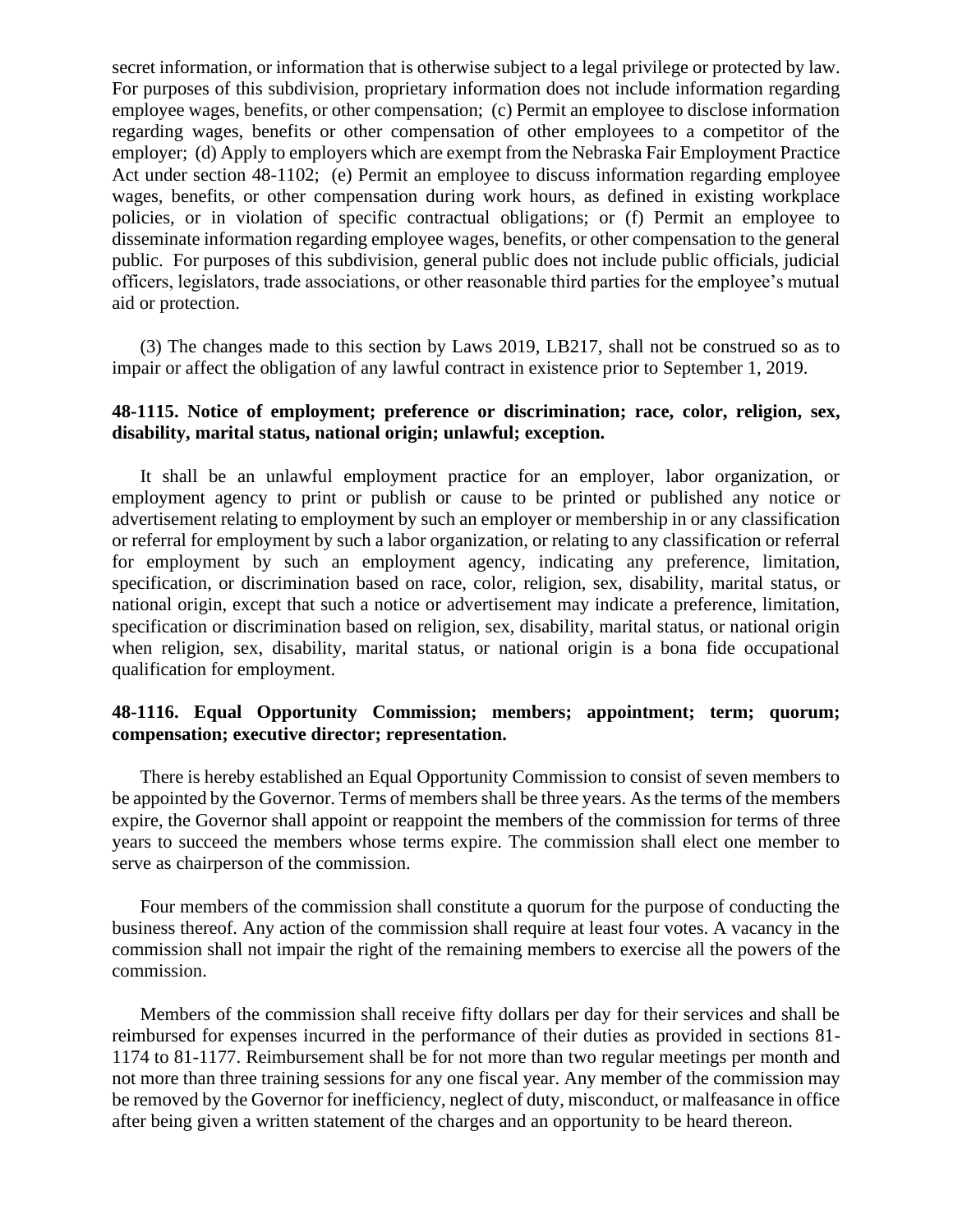secret information, or information that is otherwise subject to a legal privilege or protected by law. For purposes of this subdivision, proprietary information does not include information regarding employee wages, benefits, or other compensation; (c) Permit an employee to disclose information regarding wages, benefits or other compensation of other employees to a competitor of the employer; (d) Apply to employers which are exempt from the Nebraska Fair Employment Practice Act under section 48-1102; (e) Permit an employee to discuss information regarding employee wages, benefits, or other compensation during work hours, as defined in existing workplace policies, or in violation of specific contractual obligations; or (f) Permit an employee to disseminate information regarding employee wages, benefits, or other compensation to the general public. For purposes of this subdivision, general public does not include public officials, judicial officers, legislators, trade associations, or other reasonable third parties for the employee's mutual aid or protection.

(3) The changes made to this section by Laws 2019, LB217, shall not be construed so as to impair or affect the obligation of any lawful contract in existence prior to September 1, 2019.

**48-1115. Notice of employment; preference or discrimination; race, color, religion, sex, disability, marital status, national origin; unlawful; exception.**

It shall be an unlawful employment practice for an employer, labor organization, or employment agency to print or publish or cause to be printed or published any notice or advertisement relating to employment by such an employer or membership in or any classification or referral for employment by such a labor organization, or relating to any classification or referral for employment by such an employment agency, indicating any preference, limitation, specification, or discrimination based on race, color, religion, sex, disability, marital status, or national origin, except that such a notice or advertisement may indicate a preference, limitation, specification or discrimination based on religion, sex, disability, marital status, or national origin when religion, sex, disability, marital status, or national origin is a bona fide occupational qualification for employment.

**48-1116. Equal Opportunity Commission; members; appointment; term; quorum; compensation; executive director; representation.**

There is hereby established an Equal Opportunity Commission to consist of seven members to be appointed by the Governor. Terms of members shall be three years. As the terms of the members expire, the Governor shall appoint or reappoint the members of the commission for terms of three years to succeed the members whose terms expire. The commission shall elect one member to serve as chairperson of the commission.

Four members of the commission shall constitute a quorum for the purpose of conducting the business thereof. Any action of the commission shall require at least four votes. A vacancy in the commission shall not impair the right of the remaining members to exercise all the powers of the commission.

Members of the commission shall receive fifty dollars per day for their services and shall be reimbursed for expenses incurred in the performance of their duties as provided in sections 81-1174 to 81-1177. Reimbursement shall be for not more than two regular meetings per month and not more than three training sessions for any one fiscal year. Any member of the commission may be removed by the Governor for inefficiency, neglect of duty, misconduct, or malfeasance in office after being given a written statement of the charges and an opportunity to be heard thereon.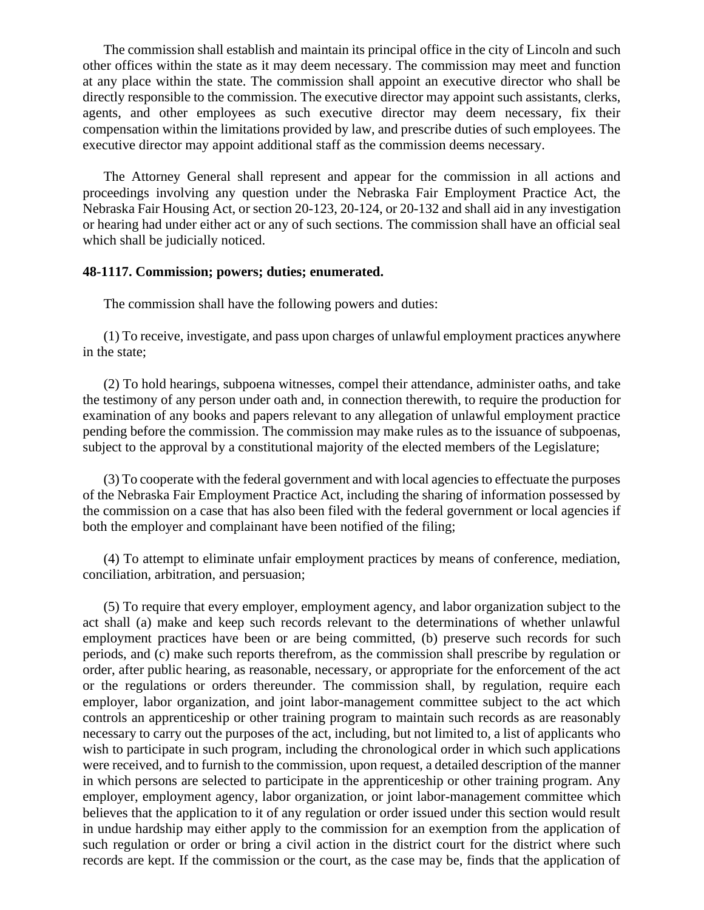The commission shall establish and maintain its principal office in the city of Lincoln and such other offices within the state as it may deem necessary. The commission may meet and function at any place within the state. The commission shall appoint an executive director who shall be directly responsible to the commission. The executive director may appoint such assistants, clerks, agents, and other employees as such executive director may deem necessary, fix their compensation within the limitations provided by law, and prescribe duties of such employees. The executive director may appoint additional staff as the commission deems necessary.

The Attorney General shall represent and appear for the commission in all actions and proceedings involving any question under the Nebraska Fair Employment Practice Act, the Nebraska Fair Housing Act, or section 20-123, 20-124, or 20-132 and shall aid in any investigation or hearing had under either act or any of such sections. The commission shall have an official seal which shall be judicially noticed.

**48-1117. Commission; powers; duties; enumerated.**

The commission shall have the following powers and duties:

(1) To receive, investigate, and pass upon charges of unlawful employment practices anywhere in the state;

(2) To hold hearings, subpoena witnesses, compel their attendance, administer oaths, and take the testimony of any person under oath and, in connection therewith, to require the production for examination of any books and papers relevant to any allegation of unlawful employment practice pending before the commission. The commission may make rules as to the issuance of subpoenas, subject to the approval by a constitutional majority of the elected members of the Legislature;

(3) To cooperate with the federal government and with local agencies to effectuate the purposes of the Nebraska Fair Employment Practice Act, including the sharing of information possessed by the commission on a case that has also been filed with the federal government or local agencies if both the employer and complainant have been notified of the filing;

(4) To attempt to eliminate unfair employment practices by means of conference, mediation, conciliation, arbitration, and persuasion;

(5) To require that every employer, employment agency, and labor organization subject to the act shall (a) make and keep such records relevant to the determinations of whether unlawful employment practices have been or are being committed, (b) preserve such records for such periods, and (c) make such reports therefrom, as the commission shall prescribe by regulation or order, after public hearing, as reasonable, necessary, or appropriate for the enforcement of the act or the regulations or orders thereunder. The commission shall, by regulation, require each employer, labor organization, and joint labor-management committee subject to the act which controls an apprenticeship or other training program to maintain such records as are reasonably necessary to carry out the purposes of the act, including, but not limited to, a list of applicants who wish to participate in such program, including the chronological order in which such applications were received, and to furnish to the commission, upon request, a detailed description of the manner in which persons are selected to participate in the apprenticeship or other training program. Any employer, employment agency, labor organization, or joint labor-management committee which believes that the application to it of any regulation or order issued under this section would result in undue hardship may either apply to the commission for an exemption from the application of such regulation or order or bring a civil action in the district court for the district where such records are kept. If the commission or the court, as the case may be, finds that the application of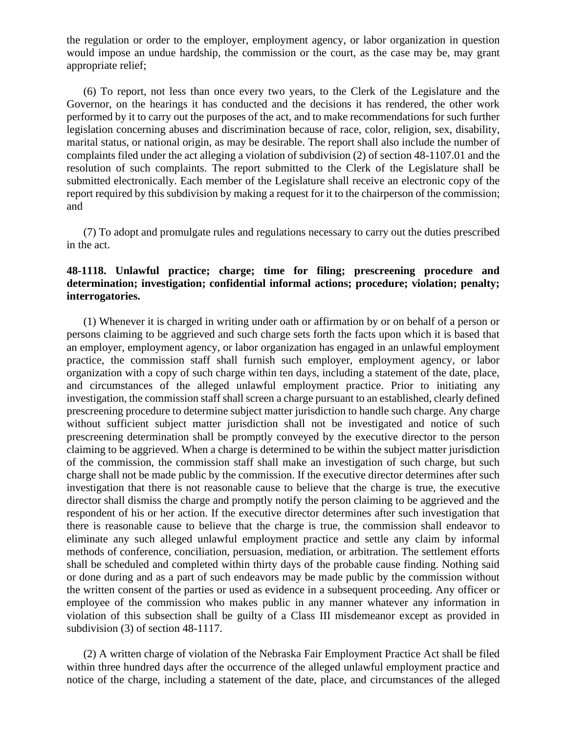the regulation or order to the employer, employment agency, or labor organization in question would impose an undue hardship, the commission or the court, as the case may be, may grant appropriate relief;

(6) To report, not less than once every two years, to the Clerk of the Legislature and the Governor, on the hearings it has conducted and the decisions it has rendered, the other work performed by it to carry out the purposes of the act, and to make recommendations for such further legislation concerning abuses and discrimination because of race, color, religion, sex, disability, marital status, or national origin, as may be desirable. The report shall also include the number of complaints filed under the act alleging a violation of subdivision (2) of section 48-1107.01 and the resolution of such complaints. The report submitted to the Clerk of the Legislature shall be submitted electronically. Each member of the Legislature shall receive an electronic copy of the report required by this subdivision by making a request for it to the chairperson of the commission; and

(7) To adopt and promulgate rules and regulations necessary to carry out the duties prescribed in the act.

**48-1118. Unlawful practice; charge; time for filing; prescreening procedure and determination; investigation; confidential informal actions; procedure; violation; penalty; interrogatories.**

(1) Whenever it is charged in writing under oath or affirmation by or on behalf of a person or persons claiming to be aggrieved and such charge sets forth the facts upon which it is based that an employer, employment agency, or labor organization has engaged in an unlawful employment practice, the commission staff shall furnish such employer, employment agency, or labor organization with a copy of such charge within ten days, including a statement of the date, place, and circumstances of the alleged unlawful employment practice. Prior to initiating any investigation, the commission staff shall screen a charge pursuant to an established, clearly defined prescreening procedure to determine subject matter jurisdiction to handle such charge. Any charge without sufficient subject matter jurisdiction shall not be investigated and notice of such prescreening determination shall be promptly conveyed by the executive director to the person claiming to be aggrieved. When a charge is determined to be within the subject matter jurisdiction of the commission, the commission staff shall make an investigation of such charge, but such charge shall not be made public by the commission. If the executive director determines after such investigation that there is not reasonable cause to believe that the charge is true, the executive director shall dismiss the charge and promptly notify the person claiming to be aggrieved and the respondent of his or her action. If the executive director determines after such investigation that there is reasonable cause to believe that the charge is true, the commission shall endeavor to eliminate any such alleged unlawful employment practice and settle any claim by informal methods of conference, conciliation, persuasion, mediation, or arbitration. The settlement efforts shall be scheduled and completed within thirty days of the probable cause finding. Nothing said or done during and as a part of such endeavors may be made public by the commission without the written consent of the parties or used as evidence in a subsequent proceeding. Any officer or employee of the commission who makes public in any manner whatever any information in violation of this subsection shall be guilty of a Class III misdemeanor except as provided in subdivision (3) of section 48-1117.

(2) A written charge of violation of the Nebraska Fair Employment Practice Act shall be filed within three hundred days after the occurrence of the alleged unlawful employment practice and notice of the charge, including a statement of the date, place, and circumstances of the alleged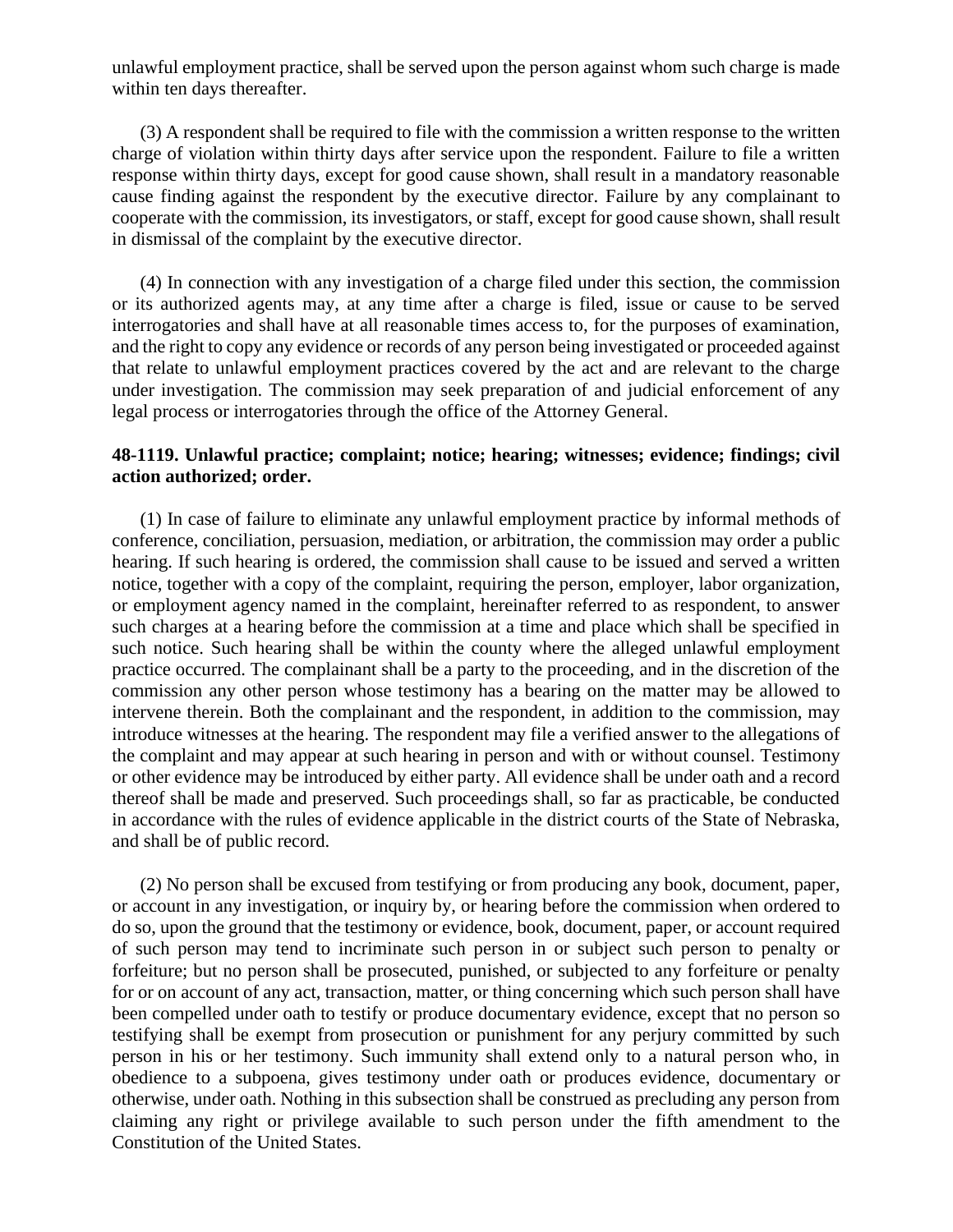unlawful employment practice, shall be served upon the person against whom such charge is made within ten days thereafter.

(3) A respondent shall be required to file with the commission a written response to the written charge of violation within thirty days after service upon the respondent. Failure to file a written response within thirty days, except for good cause shown, shall result in a mandatory reasonable cause finding against the respondent by the executive director. Failure by any complainant to cooperate with the commission, its investigators, or staff, except for good cause shown, shall result in dismissal of the complaint by the executive director.

(4) In connection with any investigation of a charge filed under this section, the commission or its authorized agents may, at any time after a charge is filed, issue or cause to be served interrogatories and shall have at all reasonable times access to, for the purposes of examination, and the right to copy any evidence or records of any person being investigated or proceeded against that relate to unlawful employment practices covered by the act and are relevant to the charge under investigation. The commission may seek preparation of and judicial enforcement of any legal process or interrogatories through the office of the Attorney General.

**48-1119. Unlawful practice; complaint; notice; hearing; witnesses; evidence; findings; civil action authorized; order.**

(1) In case of failure to eliminate any unlawful employment practice by informal methods of conference, conciliation, persuasion, mediation, or arbitration, the commission may order a public hearing. If such hearing is ordered, the commission shall cause to be issued and served a written notice, together with a copy of the complaint, requiring the person, employer, labor organization, or employment agency named in the complaint, hereinafter referred to as respondent, to answer such charges at a hearing before the commission at a time and place which shall be specified in such notice. Such hearing shall be within the county where the alleged unlawful employment practice occurred. The complainant shall be a party to the proceeding, and in the discretion of the commission any other person whose testimony has a bearing on the matter may be allowed to intervene therein. Both the complainant and the respondent, in addition to the commission, may introduce witnesses at the hearing. The respondent may file a verified answer to the allegations of the complaint and may appear at such hearing in person and with or without counsel. Testimony or other evidence may be introduced by either party. All evidence shall be under oath and a record thereof shall be made and preserved. Such proceedings shall, so far as practicable, be conducted in accordance with the rules of evidence applicable in the district courts of the State of Nebraska, and shall be of public record.

(2) No person shall be excused from testifying or from producing any book, document, paper, or account in any investigation, or inquiry by, or hearing before the commission when ordered to do so, upon the ground that the testimony or evidence, book, document, paper, or account required of such person may tend to incriminate such person in or subject such person to penalty or forfeiture; but no person shall be prosecuted, punished, or subjected to any forfeiture or penalty for or on account of any act, transaction, matter, or thing concerning which such person shall have been compelled under oath to testify or produce documentary evidence, except that no person so testifying shall be exempt from prosecution or punishment for any perjury committed by such person in his or her testimony. Such immunity shall extend only to a natural person who, in obedience to a subpoena, gives testimony under oath or produces evidence, documentary or otherwise, under oath. Nothing in this subsection shall be construed as precluding any person from claiming any right or privilege available to such person under the fifth amendment to the Constitution of the United States.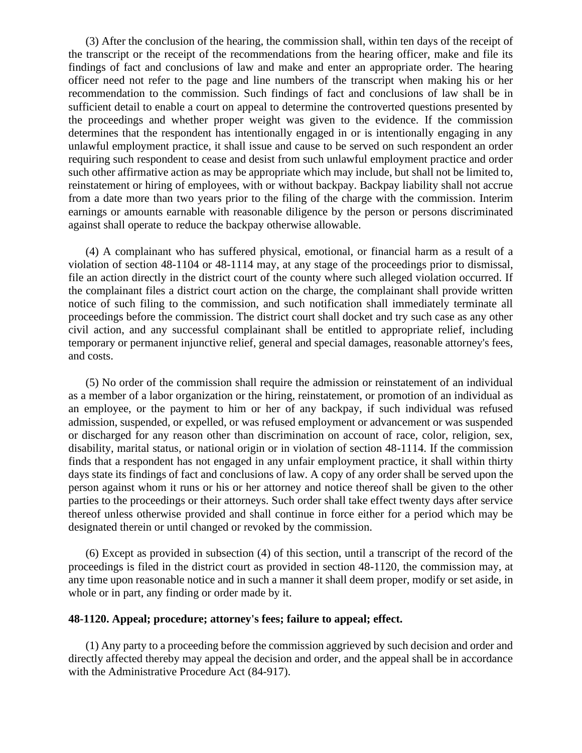(3) After the conclusion of the hearing, the commission shall, within ten days of the receipt of the transcript or the receipt of the recommendations from the hearing officer, make and file its findings of fact and conclusions of law and make and enter an appropriate order. The hearing officer need not refer to the page and line numbers of the transcript when making his or her recommendation to the commission. Such findings of fact and conclusions of law shall be in sufficient detail to enable a court on appeal to determine the controverted questions presented by the proceedings and whether proper weight was given to the evidence. If the commission determines that the respondent has intentionally engaged in or is intentionally engaging in any unlawful employment practice, it shall issue and cause to be served on such respondent an order requiring such respondent to cease and desist from such unlawful employment practice and order such other affirmative action as may be appropriate which may include, but shall not be limited to, reinstatement or hiring of employees, with or without backpay. Backpay liability shall not accrue from a date more than two years prior to the filing of the charge with the commission. Interim earnings or amounts earnable with reasonable diligence by the person or persons discriminated against shall operate to reduce the backpay otherwise allowable.

(4) A complainant who has suffered physical, emotional, or financial harm as a result of a violation of section 48-1104 or 48-1114 may, at any stage of the proceedings prior to dismissal, file an action directly in the district court of the county where such alleged violation occurred. If the complainant files a district court action on the charge, the complainant shall provide written notice of such filing to the commission, and such notification shall immediately terminate all proceedings before the commission. The district court shall docket and try such case as any other civil action, and any successful complainant shall be entitled to appropriate relief, including temporary or permanent injunctive relief, general and special damages, reasonable attorney's fees, and costs.

(5) No order of the commission shall require the admission or reinstatement of an individual as a member of a labor organization or the hiring, reinstatement, or promotion of an individual as an employee, or the payment to him or her of any backpay, if such individual was refused admission, suspended, or expelled, or was refused employment or advancement or was suspended or discharged for any reason other than discrimination on account of race, color, religion, sex, disability, marital status, or national origin or in violation of section 48-1114. If the commission finds that a respondent has not engaged in any unfair employment practice, it shall within thirty days state its findings of fact and conclusions of law. A copy of any order shall be served upon the person against whom it runs or his or her attorney and notice thereof shall be given to the other parties to the proceedings or their attorneys. Such order shall take effect twenty days after service thereof unless otherwise provided and shall continue in force either for a period which may be designated therein or until changed or revoked by the commission.

(6) Except as provided in subsection (4) of this section, until a transcript of the record of the proceedings is filed in the district court as provided in section 48-1120, the commission may, at any time upon reasonable notice and in such a manner it shall deem proper, modify or set aside, in whole or in part, any finding or order made by it.

**48-1120. Appeal; procedure; attorney's fees; failure to appeal; effect.**

(1) Any party to a proceeding before the commission aggrieved by such decision and order and directly affected thereby may appeal the decision and order, and the appeal shall be in accordance with the Administrative Procedure Act (84-917).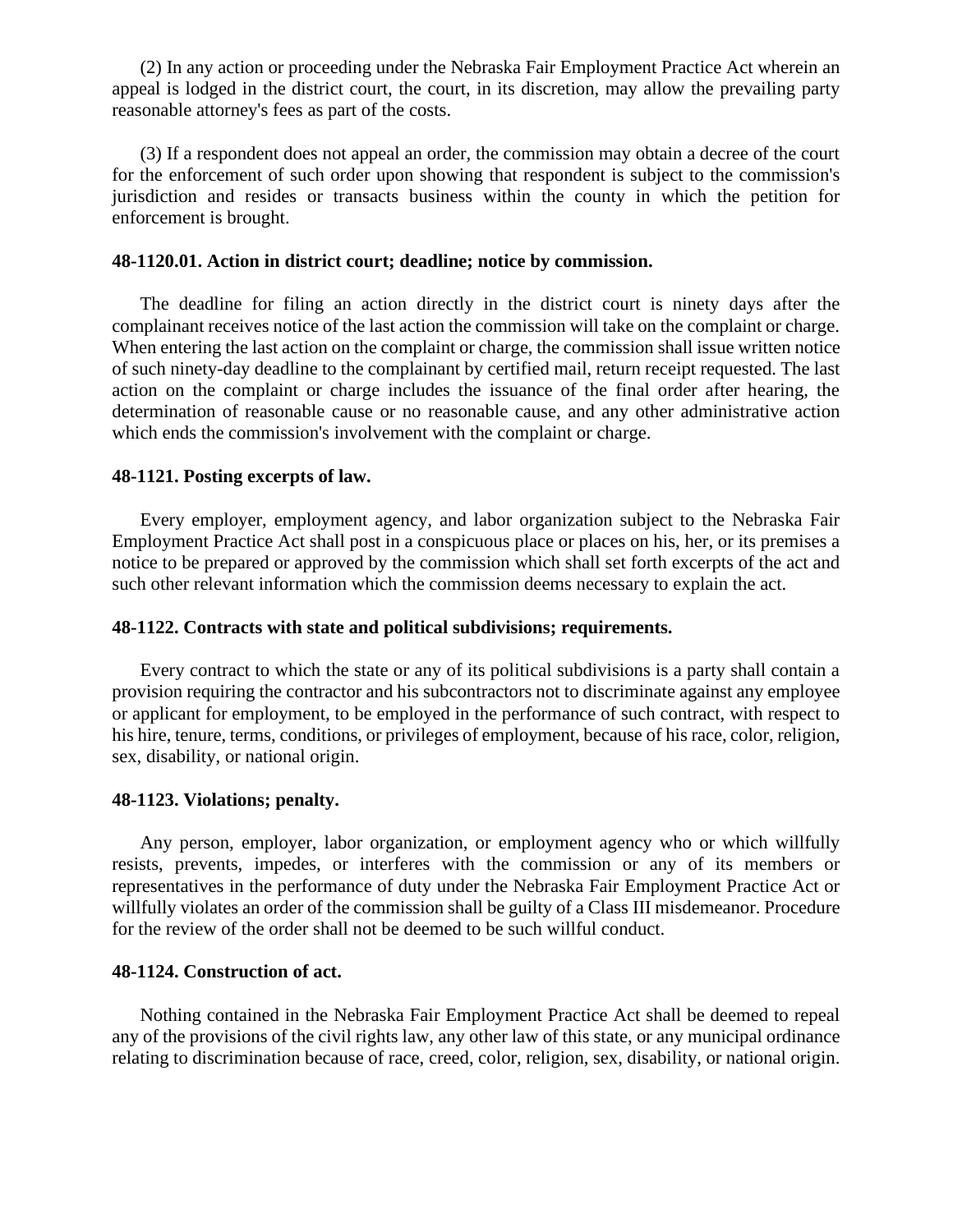(2) In any action or proceeding under the Nebraska Fair Employment Practice Act wherein an appeal is lodged in the district court, the court, in its discretion, may allow the prevailing party reasonable attorney's fees as part of the costs.

(3) If a respondent does not appeal an order, the commission may obtain a decree of the court for the enforcement of such order upon showing that respondent is subject to the commission's jurisdiction and resides or transacts business within the county in which the petition for enforcement is brought.

**48-1120.01. Action in district court; deadline; notice by commission.**

The deadline for filing an action directly in the district court is ninety days after the complainant receives notice of the last action the commission will take on the complaint or charge. When entering the last action on the complaint or charge, the commission shall issue written notice of such ninety-day deadline to the complainant by certified mail, return receipt requested. The last action on the complaint or charge includes the issuance of the final order after hearing, the determination of reasonable cause or no reasonable cause, and any other administrative action which ends the commission's involvement with the complaint or charge.

**48-1121. Posting excerpts of law.**

Every employer, employment agency, and labor organization subject to the Nebraska Fair Employment Practice Act shall post in a conspicuous place or places on his, her, or its premises a notice to be prepared or approved by the commission which shall set forth excerpts of the act and such other relevant information which the commission deems necessary to explain the act.

**48-1122. Contracts with state and political subdivisions; requirements.**

Every contract to which the state or any of its political subdivisions is a party shall contain a provision requiring the contractor and his subcontractors not to discriminate against any employee or applicant for employment, to be employed in the performance of such contract, with respect to his hire, tenure, terms, conditions, or privileges of employment, because of his race, color, religion, sex, disability, or national origin.

**48-1123. Violations; penalty.**

Any person, employer, labor organization, or employment agency who or which willfully resists, prevents, impedes, or interferes with the commission or any of its members or representatives in the performance of duty under the Nebraska Fair Employment Practice Act or willfully violates an order of the commission shall be guilty of a Class III misdemeanor. Procedure for the review of the order shall not be deemed to be such willful conduct.

**48-1124. Construction of act.**

Nothing contained in the Nebraska Fair Employment Practice Act shall be deemed to repeal any of the provisions of the civil rights law, any other law of this state, or any municipal ordinance relating to discrimination because of race, creed, color, religion, sex, disability, or national origin.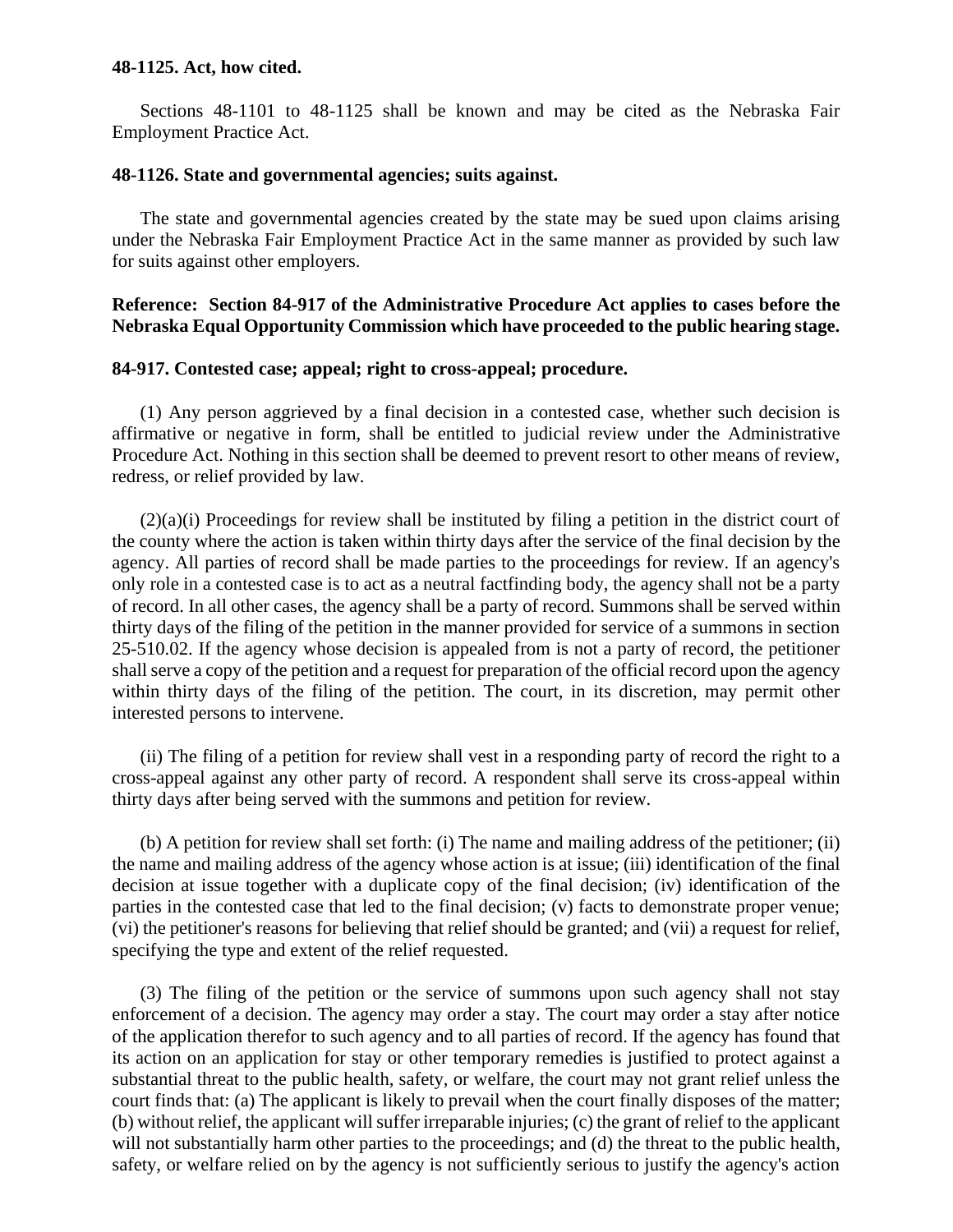**48-1125. Act, how cited.**

Sections 48-1101 to 48-1125 shall be known and may be cited as the Nebraska Fair Employment Practice Act.

**48-1126. State and governmental agencies; suits against.**

The state and governmental agencies created by the state may be sued upon claims arising under the Nebraska Fair Employment Practice Act in the same manner as provided by such law for suits against other employers.

**Reference: Section 84-917 of the Administrative Procedure Act applies to cases before the Nebraska Equal Opportunity Commission which have proceeded to the public hearing stage.**

**84-917. Contested case; appeal; right to cross-appeal; procedure.**

(1) Any person aggrieved by a final decision in a contested case, whether such decision is affirmative or negative in form, shall be entitled to judicial review under the Administrative Procedure Act. Nothing in this section shall be deemed to prevent resort to other means of review, redress, or relief provided by law.

(2)(a)(i) Proceedings for review shall be instituted by filing a petition in the district court of the county where the action is taken within thirty days after the service of the final decision by the agency. All parties of record shall be made parties to the proceedings for review. If an agency's only role in a contested case is to act as a neutral factfinding body, the agency shall not be a party of record. In all other cases, the agency shall be a party of record. Summons shall be served within thirty days of the filing of the petition in the manner provided for service of a summons in section 25-510.02. If the agency whose decision is appealed from is not a party of record, the petitioner shall serve a copy of the petition and a request for preparation of the official record upon the agency within thirty days of the filing of the petition. The court, in its discretion, may permit other interested persons to intervene.

(ii) The filing of a petition for review shall vest in a responding party of record the right to a cross-appeal against any other party of record. A respondent shall serve its cross-appeal within thirty days after being served with the summons and petition for review.

(b) A petition for review shall set forth: (i) The name and mailing address of the petitioner; (ii) the name and mailing address of the agency whose action is at issue; (iii) identification of the final decision at issue together with a duplicate copy of the final decision; (iv) identification of the parties in the contested case that led to the final decision; (v) facts to demonstrate proper venue; (vi) the petitioner's reasons for believing that relief should be granted; and (vii) a request for relief, specifying the type and extent of the relief requested.

(3) The filing of the petition or the service of summons upon such agency shall not stay enforcement of a decision. The agency may order a stay. The court may order a stay after notice of the application therefor to such agency and to all parties of record. If the agency has found that its action on an application for stay or other temporary remedies is justified to protect against a substantial threat to the public health, safety, or welfare, the court may not grant relief unless the court finds that: (a) The applicant is likely to prevail when the court finally disposes of the matter; (b) without relief, the applicant will suffer irreparable injuries; (c) the grant of relief to the applicant will not substantially harm other parties to the proceedings; and (d) the threat to the public health, safety, or welfare relied on by the agency is not sufficiently serious to justify the agency's action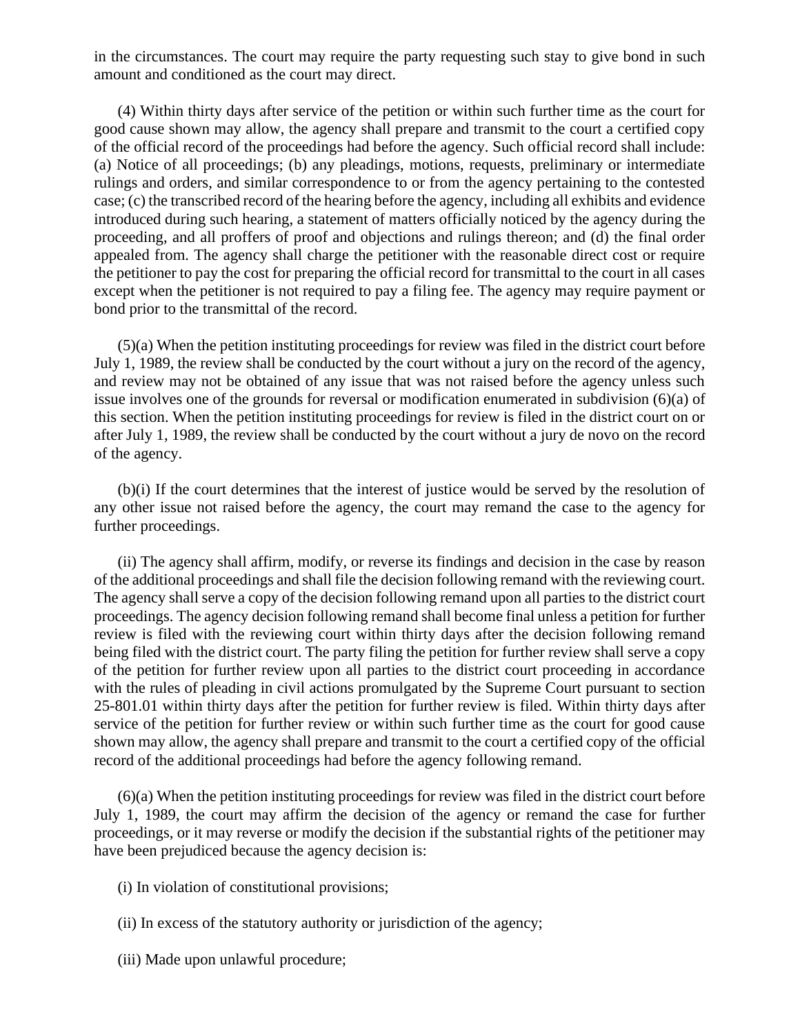in the circumstances. The court may require the party requesting such stay to give bond in such amount and conditioned as the court may direct.

(4) Within thirty days after service of the petition or within such further time as the court for good cause shown may allow, the agency shall prepare and transmit to the court a certified copy of the official record of the proceedings had before the agency. Such official record shall include: (a) Notice of all proceedings; (b) any pleadings, motions, requests, preliminary or intermediate rulings and orders, and similar correspondence to or from the agency pertaining to the contested case; (c) the transcribed record of the hearing before the agency, including all exhibits and evidence introduced during such hearing, a statement of matters officially noticed by the agency during the proceeding, and all proffers of proof and objections and rulings thereon; and (d) the final order appealed from. The agency shall charge the petitioner with the reasonable direct cost or require the petitioner to pay the cost for preparing the official record for transmittal to the court in all cases except when the petitioner is not required to pay a filing fee. The agency may require payment or bond prior to the transmittal of the record.

(5)(a) When the petition instituting proceedings for review was filed in the district court before July 1, 1989, the review shall be conducted by the court without a jury on the record of the agency, and review may not be obtained of any issue that was not raised before the agency unless such issue involves one of the grounds for reversal or modification enumerated in subdivision (6)(a) of this section. When the petition instituting proceedings for review is filed in the district court on or after July 1, 1989, the review shall be conducted by the court without a jury de novo on the record of the agency.

(b)(i) If the court determines that the interest of justice would be served by the resolution of any other issue not raised before the agency, the court may remand the case to the agency for further proceedings.

(ii) The agency shall affirm, modify, or reverse its findings and decision in the case by reason of the additional proceedings and shall file the decision following remand with the reviewing court. The agency shall serve a copy of the decision following remand upon all parties to the district court proceedings. The agency decision following remand shall become final unless a petition for further review is filed with the reviewing court within thirty days after the decision following remand being filed with the district court. The party filing the petition for further review shall serve a copy of the petition for further review upon all parties to the district court proceeding in accordance with the rules of pleading in civil actions promulgated by the Supreme Court pursuant to section 25-801.01 within thirty days after the petition for further review is filed. Within thirty days after service of the petition for further review or within such further time as the court for good cause shown may allow, the agency shall prepare and transmit to the court a certified copy of the official record of the additional proceedings had before the agency following remand.

(6)(a) When the petition instituting proceedings for review was filed in the district court before July 1, 1989, the court may affirm the decision of the agency or remand the case for further proceedings, or it may reverse or modify the decision if the substantial rights of the petitioner may have been prejudiced because the agency decision is:

(i) In violation of constitutional provisions;

(ii) In excess of the statutory authority or jurisdiction of the agency;

(iii) Made upon unlawful procedure;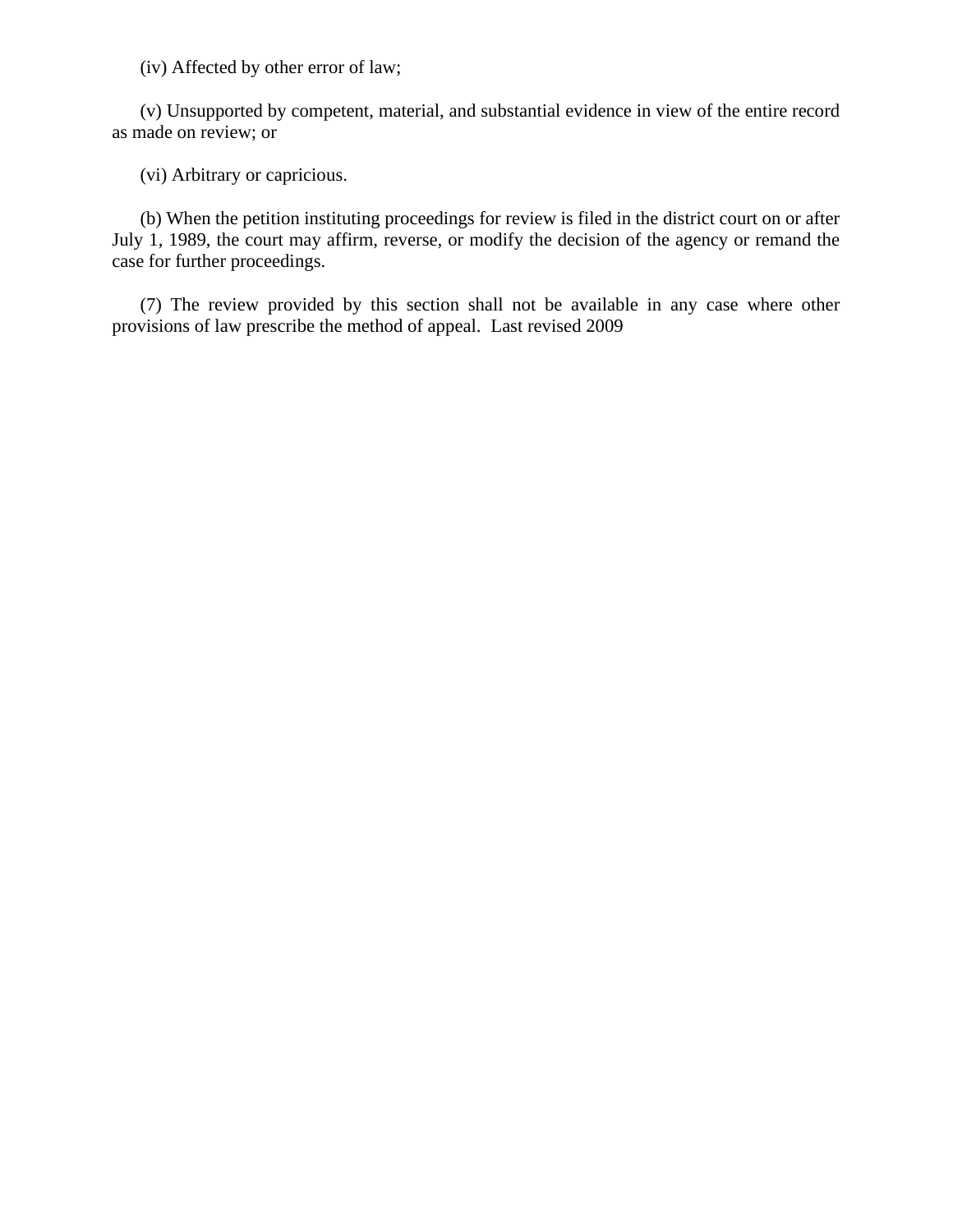(iv) Affected by other error of law;

(v) Unsupported by competent, material, and substantial evidence in view of the entire record as made on review; or

(vi) Arbitrary or capricious.

(b) When the petition instituting proceedings for review is filed in the district court on or after July 1, 1989, the court may affirm, reverse, or modify the decision of the agency or remand the case for further proceedings.

(7) The review provided by this section shall not be available in any case where other provisions of law prescribe the method of appeal. Last revised 2009